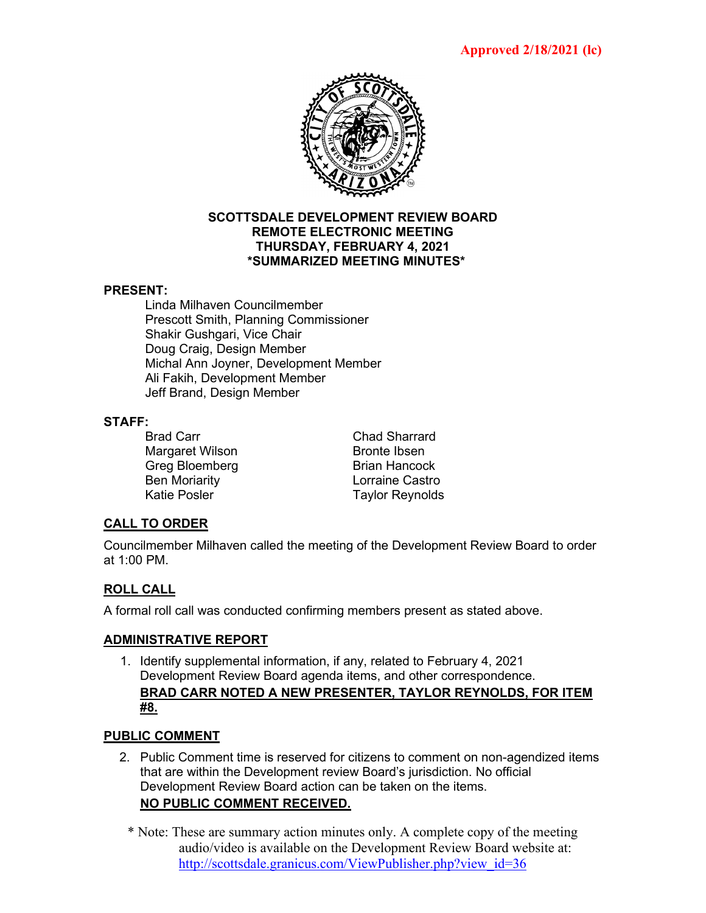**Approved 2/18/2021 (lc)**

# SCOTTSDALE DEVELOPMENT REVIEW BOARD
## REMOTE ELECTRONIC MEETING
## THURSDAY, FEBRUARY 4, 2021
## *SUMMARIZED MEETING MINUTES*

**PRESENT:**

Linda Milhaven Councilmember
Prescott Smith, Planning Commissioner
Shakir Gushgari, Vice Chair
Doug Craig, Design Member
Michal Ann Joyner, Development Member
Ali Fakih, Development Member
Jeff Brand, Design Member

**STAFF:**

Brad Carr
Margaret Wilson
Greg Bloemberg
Ben Moriarty
Katie Posler
Chad Sharrard
Bronte Ibsen
Brian Hancock
Lorraine Castro
Taylor Reynolds

**CALL TO ORDER**

Councilmember Milhaven called the meeting of the Development Review Board to order at 1:00 PM.

**ROLL CALL**

A formal roll call was conducted confirming members present as stated above.

**ADMINISTRATIVE REPORT**

1. Identify supplemental information, if any, related to February 4, 2021 Development Review Board agenda items, and other correspondence.
   **BRAD CARR NOTED A NEW PRESENTER, TAYLOR REYNOLDS, FOR ITEM #8.**

**PUBLIC COMMENT**

2. Public Comment time is reserved for citizens to comment on non-agendized items that are within the Development review Board's jurisdiction. No official Development Review Board action can be taken on the items.
   **NO PUBLIC COMMENT RECEIVED.**

\* Note: These are summary action minutes only. A complete copy of the meeting audio/video is available on the Development Review Board website at: http://scottsdale.granicus.com/ViewPublisher.php?view_id=36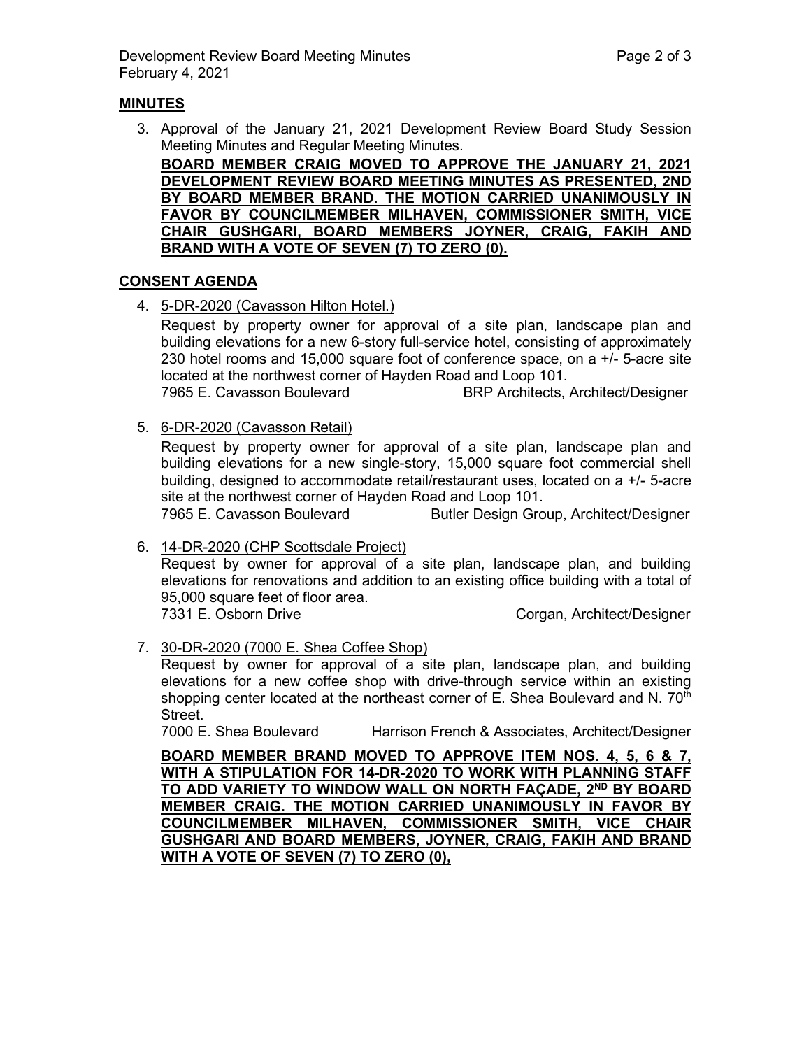## MINUTES

3. Approval of the January 21, 2021 Development Review Board Study Session Meeting Minutes and Regular Meeting Minutes.

   **BOARD MEMBER CRAIG MOVED TO APPROVE THE JANUARY 21, 2021 DEVELOPMENT REVIEW BOARD MEETING MINUTES AS PRESENTED, 2ND BY BOARD MEMBER BRAND. THE MOTION CARRIED UNANIMOUSLY IN FAVOR BY COUNCILMEMBER MILHAVEN, COMMISSIONER SMITH, VICE CHAIR GUSHGARI, BOARD MEMBERS JOYNER, CRAIG, FAKIH AND BRAND WITH A VOTE OF SEVEN (7) TO ZERO (0).**

## CONSENT AGENDA

4. 5-DR-2020 (Cavasson Hilton Hotel.)

   Request by property owner for approval of a site plan, landscape plan and building elevations for a new 6-story full-service hotel, consisting of approximately 230 hotel rooms and 15,000 square foot of conference space, on a +/- 5-acre site located at the northwest corner of Hayden Road and Loop 101.

   7965 E. Cavasson Boulevard — BRP Architects, Architect/Designer

5. 6-DR-2020 (Cavasson Retail)

   Request by property owner for approval of a site plan, landscape plan and building elevations for a new single-story, 15,000 square foot commercial shell building, designed to accommodate retail/restaurant uses, located on a +/- 5-acre site at the northwest corner of Hayden Road and Loop 101.

   7965 E. Cavasson Boulevard — Butler Design Group, Architect/Designer

6. 14-DR-2020 (CHP Scottsdale Project)

   Request by owner for approval of a site plan, landscape plan, and building elevations for renovations and addition to an existing office building with a total of 95,000 square feet of floor area.

   7331 E. Osborn Drive — Corgan, Architect/Designer

7. 30-DR-2020 (7000 E. Shea Coffee Shop)

   Request by owner for approval of a site plan, landscape plan, and building elevations for a new coffee shop with drive-through service within an existing shopping center located at the northeast corner of E. Shea Boulevard and N. 70th Street.

   7000 E. Shea Boulevard — Harrison French & Associates, Architect/Designer

   **BOARD MEMBER BRAND MOVED TO APPROVE ITEM NOS. 4, 5, 6 & 7, WITH A STIPULATION FOR 14-DR-2020 TO WORK WITH PLANNING STAFF TO ADD VARIETY TO WINDOW WALL ON NORTH FAÇADE, 2ND BY BOARD MEMBER CRAIG. THE MOTION CARRIED UNANIMOUSLY IN FAVOR BY COUNCILMEMBER MILHAVEN, COMMISSIONER SMITH, VICE CHAIR GUSHGARI AND BOARD MEMBERS, JOYNER, CRAIG, FAKIH AND BRAND WITH A VOTE OF SEVEN (7) TO ZERO (0),**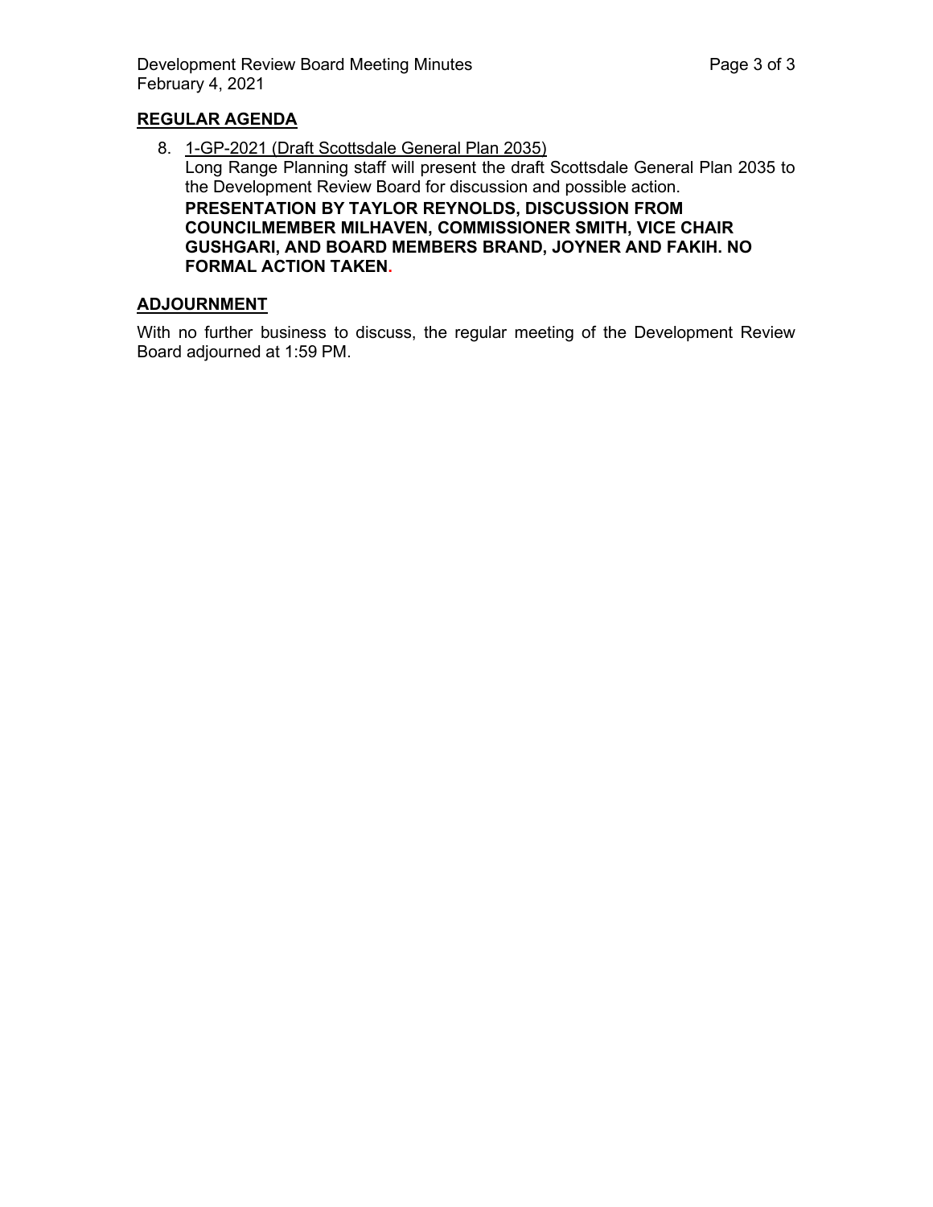## REGULAR AGENDA

8. 1-GP-2021 (Draft Scottsdale General Plan 2035)
   Long Range Planning staff will present the draft Scottsdale General Plan 2035 to the Development Review Board for discussion and possible action.
   **PRESENTATION BY TAYLOR REYNOLDS, DISCUSSION FROM COUNCILMEMBER MILHAVEN, COMMISSIONER SMITH, VICE CHAIR GUSHGARI, AND BOARD MEMBERS BRAND, JOYNER AND FAKIH. NO FORMAL ACTION TAKEN.**

## ADJOURNMENT

With no further business to discuss, the regular meeting of the Development Review Board adjourned at 1:59 PM.